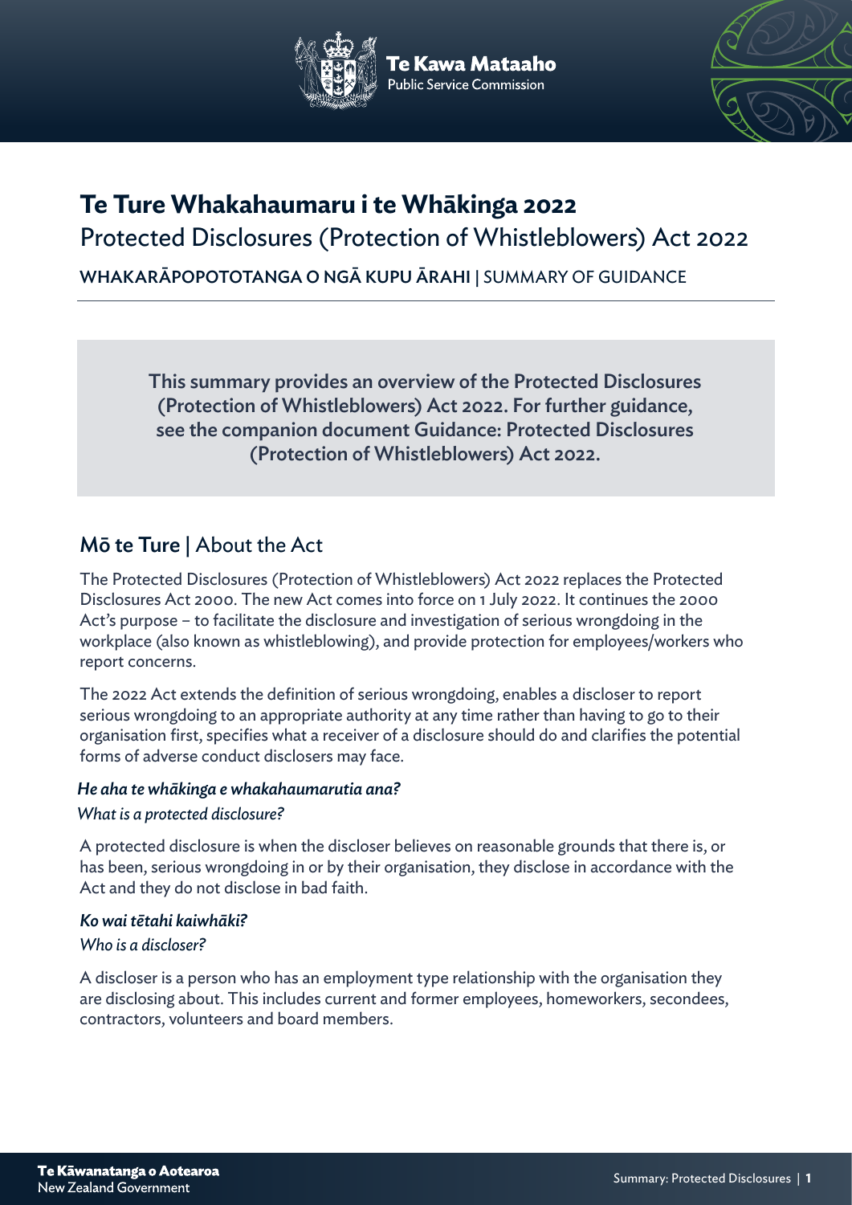# Te Ture Whakahaumaru i te Whākinga 2022

Protected Disclosures (Protection of Whistleblowers) Act 2022

**WHAKARĀPOPOTOTANGA O NGĀ KUPU ĀRAHI** | SUMMARY OF GUIDANCE

**This summary provides an overview of the Protected Disclosures (Protection of Whistleblowers) Act 2022. For further guidance, see the companion document Guidance: Protected Disclosures (Protection of Whistleblowers) Act 2022.**

## Mō te Ture | About the Act

The Protected Disclosures (Protection of Whistleblowers) Act 2022 replaces the Protected Disclosures Act 2000. The new Act comes into force on 1 July 2022. It continues the 2000 Act's purpose – to facilitate the disclosure and investigation of serious wrongdoing in the workplace (also known as whistleblowing), and provide protection for employees/workers who report concerns.

The 2022 Act extends the definition of serious wrongdoing, enables a discloser to report serious wrongdoing to an appropriate authority at any time rather than having to go to their organisation first, specifies what a receiver of a disclosure should do and clarifies the potential forms of adverse conduct disclosers may face.

### *He aha te whākinga e whakahaumarutia ana?*

*What is a protected disclosure?*

A protected disclosure is when the discloser believes on reasonable grounds that there is, or has been, serious wrongdoing in or by their organisation, they disclose in accordance with the Act and they do not disclose in bad faith.

### *Ko wai tētahi kaiwhāki?*

*Who is a discloser?*

A discloser is a person who has an employment type relationship with the organisation they are disclosing about. This includes current and former employees, homeworkers, secondees, contractors, volunteers and board members.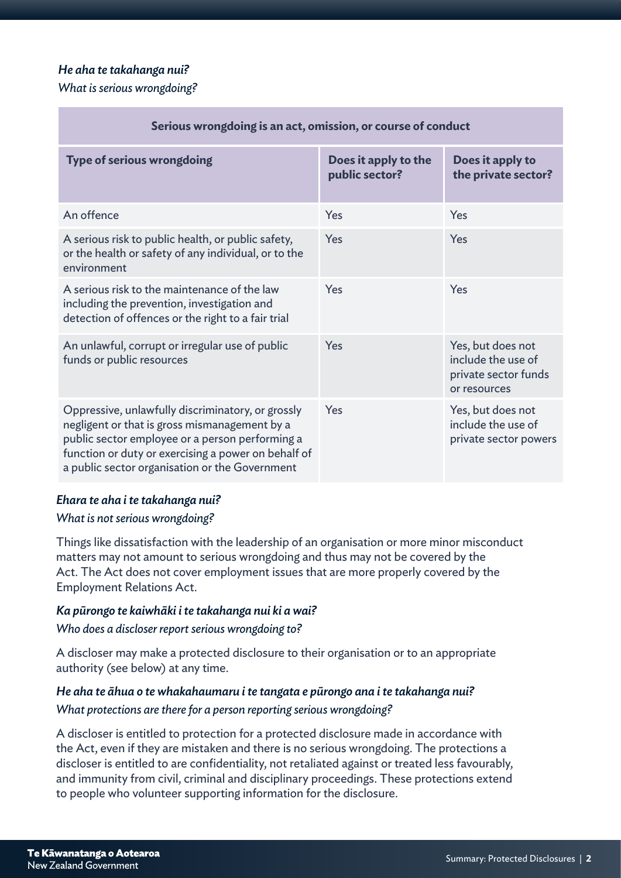### *He aha te takahanga nui?*

*What is serious wrongdoing?*

| Serious wrongdoing is an act, omission, or course of conduct | | |
|---|---|---|
| **Type of serious wrongdoing** | **Does it apply to the public sector?** | **Does it apply to the private sector?** |
| An offence | Yes | Yes |
| A serious risk to public health, or public safety, or the health or safety of any individual, or to the environment | Yes | Yes |
| A serious risk to the maintenance of the law including the prevention, investigation and detection of offences or the right to a fair trial | Yes | Yes |
| An unlawful, corrupt or irregular use of public funds or public resources | Yes | Yes, but does not include the use of private sector funds or resources |
| Oppressive, unlawfully discriminatory, or grossly negligent or that is gross mismanagement by a public sector employee or a person performing a function or duty or exercising a power on behalf of a public sector organisation or the Government | Yes | Yes, but does not include the use of private sector powers |

### *Ehara te aha i te takahanga nui?*

*What is not serious wrongdoing?*

Things like dissatisfaction with the leadership of an organisation or more minor misconduct matters may not amount to serious wrongdoing and thus may not be covered by the Act. The Act does not cover employment issues that are more properly covered by the Employment Relations Act.

### *Ka pūrongo te kaiwhāki i te takahanga nui ki a wai?*

*Who does a discloser report serious wrongdoing to?*

A discloser may make a protected disclosure to their organisation or to an appropriate authority (see below) at any time.

### *He aha te āhua o te whakahaumaru i te tangata e pūrongo ana i te takahanga nui?*

*What protections are there for a person reporting serious wrongdoing?*

A discloser is entitled to protection for a protected disclosure made in accordance with the Act, even if they are mistaken and there is no serious wrongdoing. The protections a discloser is entitled to are confidentiality, not retaliated against or treated less favourably, and immunity from civil, criminal and disciplinary proceedings. These protections extend to people who volunteer supporting information for the disclosure.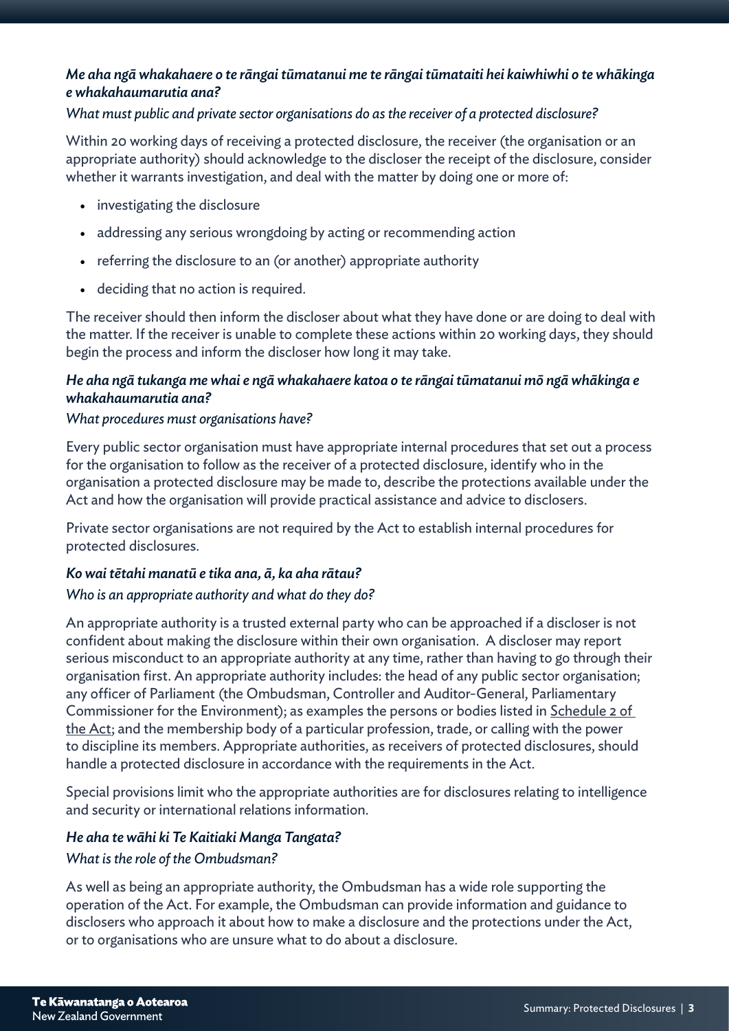### *Me aha ngā whakahaere o te rāngai tūmatanui me te rāngai tūmataiti hei kaiwhiwhi o te whākinga e whakahaumarutia ana?*

*What must public and private sector organisations do as the receiver of a protected disclosure?*

Within 20 working days of receiving a protected disclosure, the receiver (the organisation or an appropriate authority) should acknowledge to the discloser the receipt of the disclosure, consider whether it warrants investigation, and deal with the matter by doing one or more of:

- investigating the disclosure
- addressing any serious wrongdoing by acting or recommending action
- referring the disclosure to an (or another) appropriate authority
- deciding that no action is required.

The receiver should then inform the discloser about what they have done or are doing to deal with the matter. If the receiver is unable to complete these actions within 20 working days, they should begin the process and inform the discloser how long it may take.

### *He aha ngā tukanga me whai e ngā whakahaere katoa o te rāngai tūmatanui mō ngā whākinga e whakahaumarutia ana?*

*What procedures must organisations have?*

Every public sector organisation must have appropriate internal procedures that set out a process for the organisation to follow as the receiver of a protected disclosure, identify who in the organisation a protected disclosure may be made to, describe the protections available under the Act and how the organisation will provide practical assistance and advice to disclosers.

Private sector organisations are not required by the Act to establish internal procedures for protected disclosures.

### *Ko wai tētahi manatū e tika ana, ā, ka aha rātau?*

*Who is an appropriate authority and what do they do?*

An appropriate authority is a trusted external party who can be approached if a discloser is not confident about making the disclosure within their own organisation. A discloser may report serious misconduct to an appropriate authority at any time, rather than having to go through their organisation first. An appropriate authority includes: the head of any public sector organisation; any officer of Parliament (the Ombudsman, Controller and Auditor-General, Parliamentary Commissioner for the Environment); as examples the persons or bodies listed in Schedule 2 of the Act; and the membership body of a particular profession, trade, or calling with the power to discipline its members. Appropriate authorities, as receivers of protected disclosures, should handle a protected disclosure in accordance with the requirements in the Act.

Special provisions limit who the appropriate authorities are for disclosures relating to intelligence and security or international relations information.

### *He aha te wāhi ki Te Kaitiaki Manga Tangata?*

*What is the role of the Ombudsman?*

As well as being an appropriate authority, the Ombudsman has a wide role supporting the operation of the Act. For example, the Ombudsman can provide information and guidance to disclosers who approach it about how to make a disclosure and the protections under the Act, or to organisations who are unsure what to do about a disclosure.